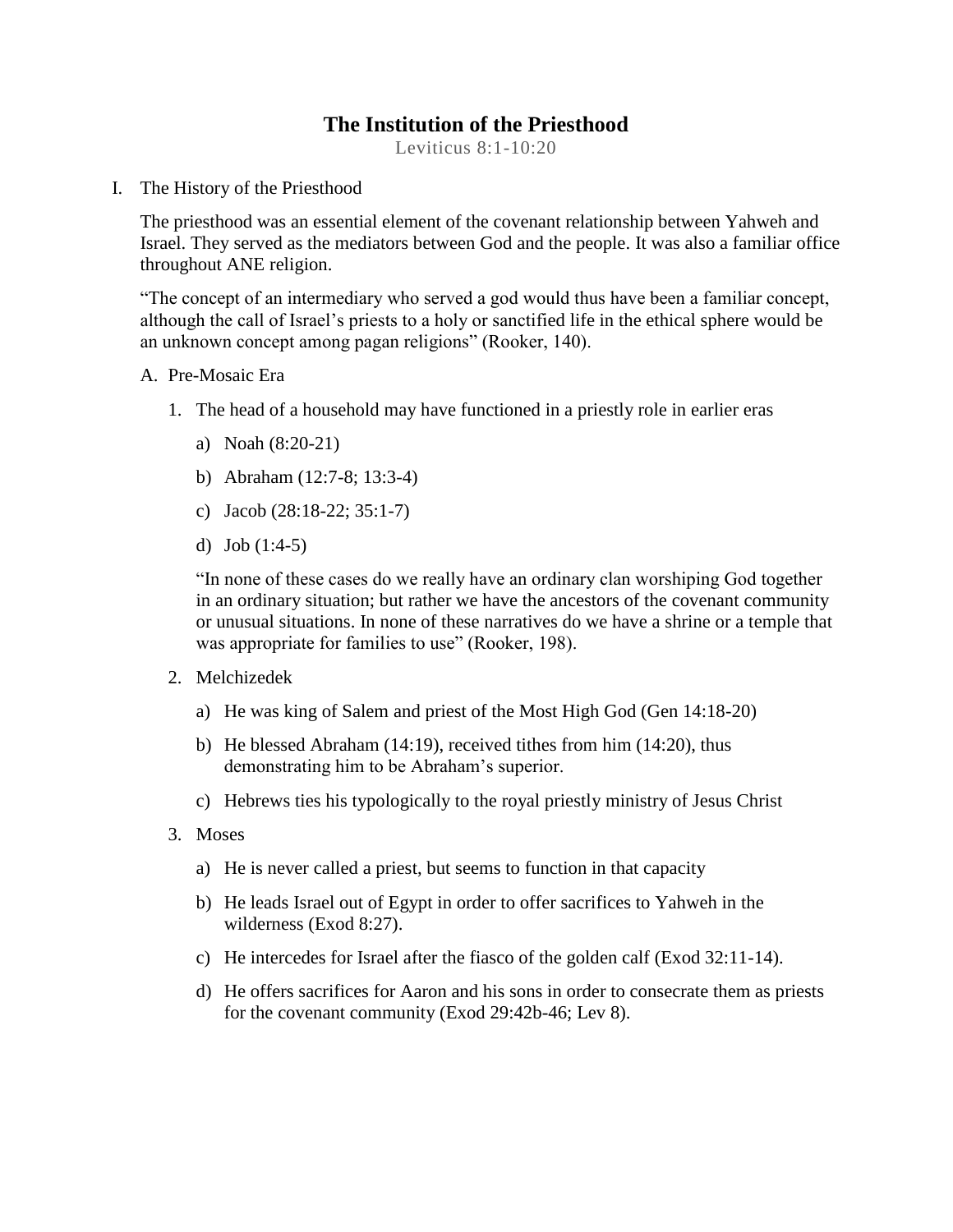# The Institution of the Priesthood

Leviticus 8:1-10:20

I. The History of the Priesthood

The priesthood was an essential element of the covenant relationship between Yahweh and Israel. They served as the mediators between God and the people. It was also a familiar office throughout ANE religion.

"The concept of an intermediary who served a god would thus have been a familiar concept, although the call of Israel's priests to a holy or sanctified life in the ethical sphere would be an unknown concept among pagan religions" (Rooker, 140).

A. Pre-Mosaic Era

1. The head of a household may have functioned in a priestly role in earlier eras

   a) Noah (8:20-21)

   b) Abraham (12:7-8; 13:3-4)

   c) Jacob (28:18-22; 35:1-7)

   d) Job (1:4-5)

   "In none of these cases do we really have an ordinary clan worshiping God together in an ordinary situation; but rather we have the ancestors of the covenant community or unusual situations. In none of these narratives do we have a shrine or a temple that was appropriate for families to use" (Rooker, 198).

2. Melchizedek

   a) He was king of Salem and priest of the Most High God (Gen 14:18-20)

   b) He blessed Abraham (14:19), received tithes from him (14:20), thus demonstrating him to be Abraham's superior.

   c) Hebrews ties his typologically to the royal priestly ministry of Jesus Christ

3. Moses

   a) He is never called a priest, but seems to function in that capacity

   b) He leads Israel out of Egypt in order to offer sacrifices to Yahweh in the wilderness (Exod 8:27).

   c) He intercedes for Israel after the fiasco of the golden calf (Exod 32:11-14).

   d) He offers sacrifices for Aaron and his sons in order to consecrate them as priests for the covenant community (Exod 29:42b-46; Lev 8).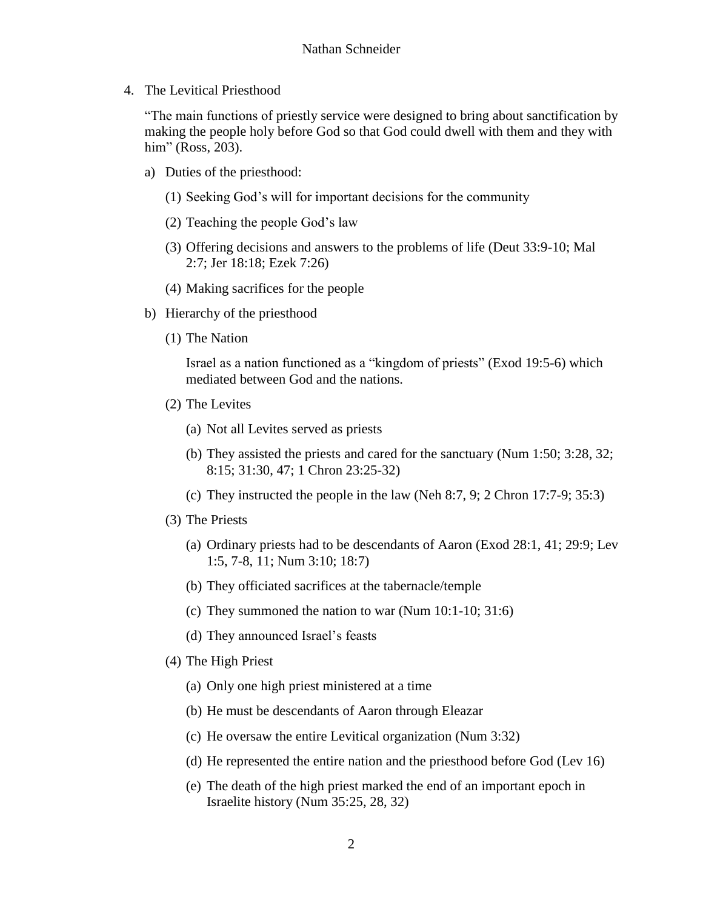4. The Levitical Priesthood

   "The main functions of priestly service were designed to bring about sanctification by making the people holy before God so that God could dwell with them and they with him" (Ross, 203).

   a) Duties of the priesthood:

      (1) Seeking God's will for important decisions for the community

      (2) Teaching the people God's law

      (3) Offering decisions and answers to the problems of life (Deut 33:9-10; Mal 2:7; Jer 18:18; Ezek 7:26)

      (4) Making sacrifices for the people

   b) Hierarchy of the priesthood

      (1) The Nation

      Israel as a nation functioned as a "kingdom of priests" (Exod 19:5-6) which mediated between God and the nations.

      (2) The Levites

         (a) Not all Levites served as priests

         (b) They assisted the priests and cared for the sanctuary (Num 1:50; 3:28, 32; 8:15; 31:30, 47; 1 Chron 23:25-32)

         (c) They instructed the people in the law (Neh 8:7, 9; 2 Chron 17:7-9; 35:3)

      (3) The Priests

         (a) Ordinary priests had to be descendants of Aaron (Exod 28:1, 41; 29:9; Lev 1:5, 7-8, 11; Num 3:10; 18:7)

         (b) They officiated sacrifices at the tabernacle/temple

         (c) They summoned the nation to war (Num 10:1-10; 31:6)

         (d) They announced Israel's feasts

      (4) The High Priest

         (a) Only one high priest ministered at a time

         (b) He must be descendants of Aaron through Eleazar

         (c) He oversaw the entire Levitical organization (Num 3:32)

         (d) He represented the entire nation and the priesthood before God (Lev 16)

         (e) The death of the high priest marked the end of an important epoch in Israelite history (Num 35:25, 28, 32)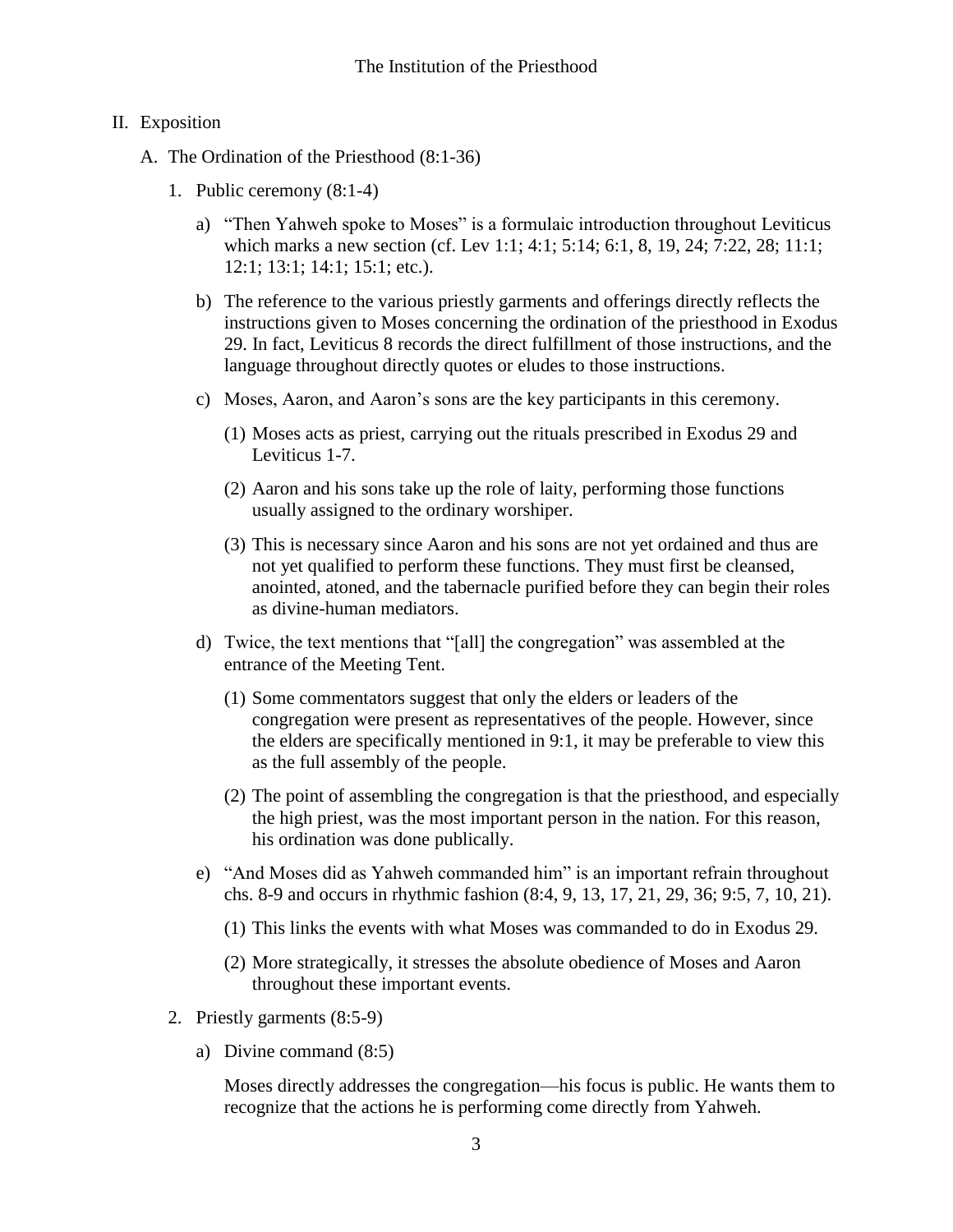II. Exposition

A. The Ordination of the Priesthood (8:1-36)

1. Public ceremony (8:1-4)

a) "Then Yahweh spoke to Moses" is a formulaic introduction throughout Leviticus which marks a new section (cf. Lev 1:1; 4:1; 5:14; 6:1, 8, 19, 24; 7:22, 28; 11:1; 12:1; 13:1; 14:1; 15:1; etc.).

b) The reference to the various priestly garments and offerings directly reflects the instructions given to Moses concerning the ordination of the priesthood in Exodus 29. In fact, Leviticus 8 records the direct fulfillment of those instructions, and the language throughout directly quotes or eludes to those instructions.

c) Moses, Aaron, and Aaron's sons are the key participants in this ceremony.

(1) Moses acts as priest, carrying out the rituals prescribed in Exodus 29 and Leviticus 1-7.

(2) Aaron and his sons take up the role of laity, performing those functions usually assigned to the ordinary worshiper.

(3) This is necessary since Aaron and his sons are not yet ordained and thus are not yet qualified to perform these functions. They must first be cleansed, anointed, atoned, and the tabernacle purified before they can begin their roles as divine-human mediators.

d) Twice, the text mentions that "[all] the congregation" was assembled at the entrance of the Meeting Tent.

(1) Some commentators suggest that only the elders or leaders of the congregation were present as representatives of the people. However, since the elders are specifically mentioned in 9:1, it may be preferable to view this as the full assembly of the people.

(2) The point of assembling the congregation is that the priesthood, and especially the high priest, was the most important person in the nation. For this reason, his ordination was done publically.

e) "And Moses did as Yahweh commanded him" is an important refrain throughout chs. 8-9 and occurs in rhythmic fashion (8:4, 9, 13, 17, 21, 29, 36; 9:5, 7, 10, 21).

(1) This links the events with what Moses was commanded to do in Exodus 29.

(2) More strategically, it stresses the absolute obedience of Moses and Aaron throughout these important events.

2. Priestly garments (8:5-9)

a) Divine command (8:5)

Moses directly addresses the congregation—his focus is public. He wants them to recognize that the actions he is performing come directly from Yahweh.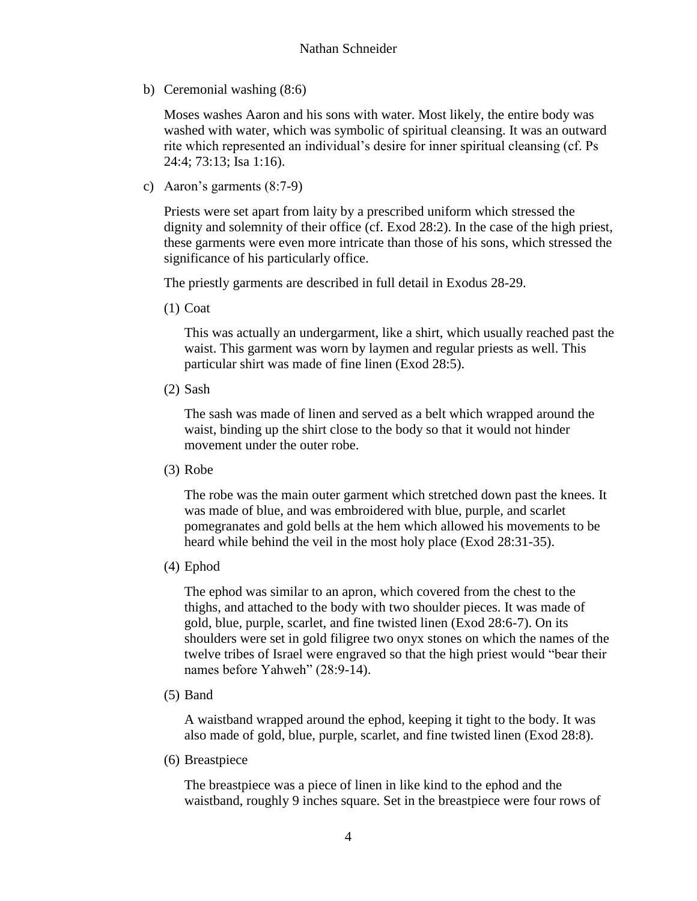b) Ceremonial washing (8:6)

Moses washes Aaron and his sons with water. Most likely, the entire body was washed with water, which was symbolic of spiritual cleansing. It was an outward rite which represented an individual's desire for inner spiritual cleansing (cf. Ps 24:4; 73:13; Isa 1:16).

c) Aaron's garments (8:7-9)

Priests were set apart from laity by a prescribed uniform which stressed the dignity and solemnity of their office (cf. Exod 28:2). In the case of the high priest, these garments were even more intricate than those of his sons, which stressed the significance of his particularly office.

The priestly garments are described in full detail in Exodus 28-29.

(1) Coat

This was actually an undergarment, like a shirt, which usually reached past the waist. This garment was worn by laymen and regular priests as well. This particular shirt was made of fine linen (Exod 28:5).

(2) Sash

The sash was made of linen and served as a belt which wrapped around the waist, binding up the shirt close to the body so that it would not hinder movement under the outer robe.

(3) Robe

The robe was the main outer garment which stretched down past the knees. It was made of blue, and was embroidered with blue, purple, and scarlet pomegranates and gold bells at the hem which allowed his movements to be heard while behind the veil in the most holy place (Exod 28:31-35).

(4) Ephod

The ephod was similar to an apron, which covered from the chest to the thighs, and attached to the body with two shoulder pieces. It was made of gold, blue, purple, scarlet, and fine twisted linen (Exod 28:6-7). On its shoulders were set in gold filigree two onyx stones on which the names of the twelve tribes of Israel were engraved so that the high priest would "bear their names before Yahweh" (28:9-14).

(5) Band

A waistband wrapped around the ephod, keeping it tight to the body. It was also made of gold, blue, purple, scarlet, and fine twisted linen (Exod 28:8).

(6) Breastpiece

The breastpiece was a piece of linen in like kind to the ephod and the waistband, roughly 9 inches square. Set in the breastpiece were four rows of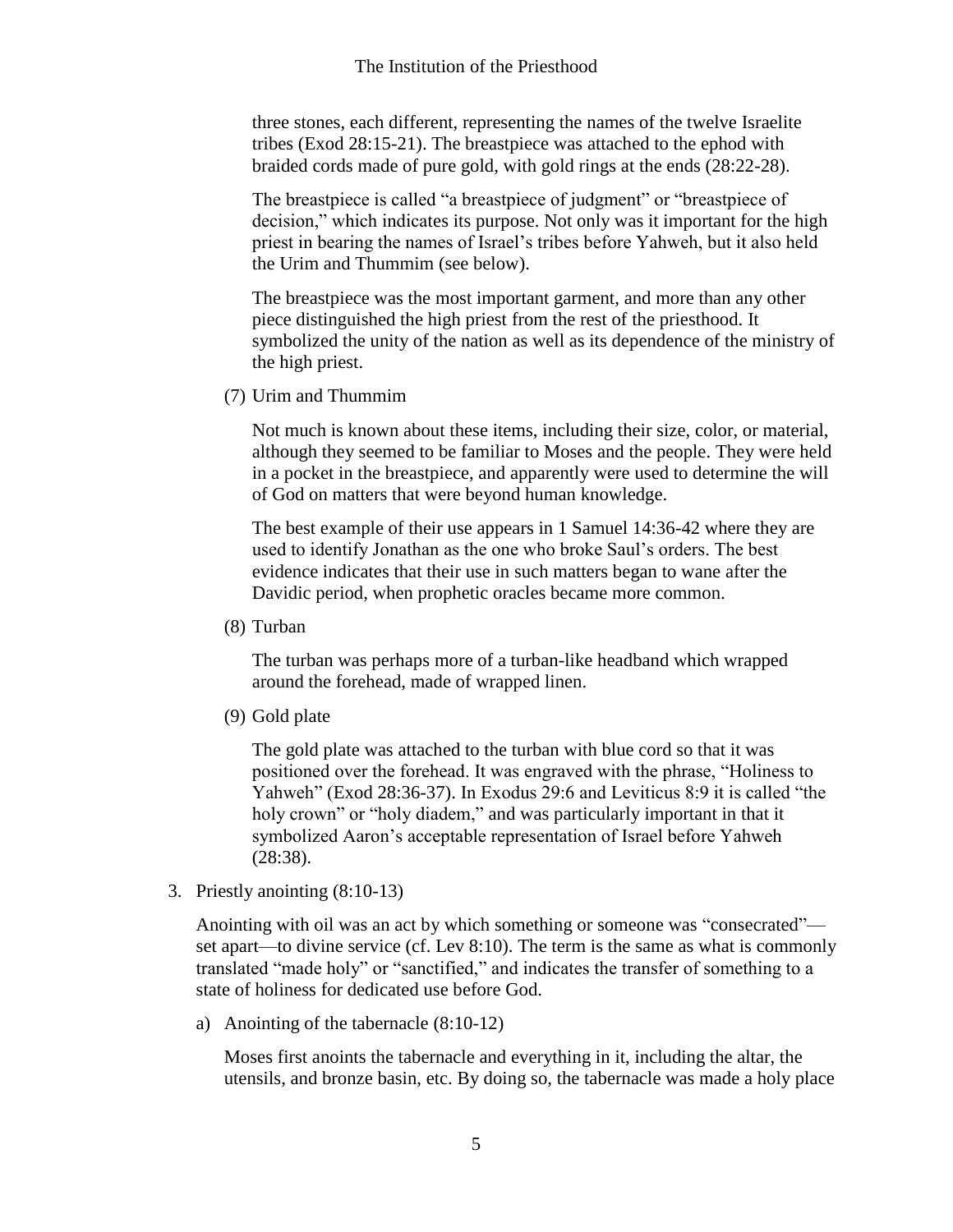three stones, each different, representing the names of the twelve Israelite tribes (Exod 28:15-21). The breastpiece was attached to the ephod with braided cords made of pure gold, with gold rings at the ends (28:22-28).

The breastpiece is called "a breastpiece of judgment" or "breastpiece of decision," which indicates its purpose. Not only was it important for the high priest in bearing the names of Israel's tribes before Yahweh, but it also held the Urim and Thummim (see below).

The breastpiece was the most important garment, and more than any other piece distinguished the high priest from the rest of the priesthood. It symbolized the unity of the nation as well as its dependence of the ministry of the high priest.

(7) Urim and Thummim

Not much is known about these items, including their size, color, or material, although they seemed to be familiar to Moses and the people. They were held in a pocket in the breastpiece, and apparently were used to determine the will of God on matters that were beyond human knowledge.

The best example of their use appears in 1 Samuel 14:36-42 where they are used to identify Jonathan as the one who broke Saul's orders. The best evidence indicates that their use in such matters began to wane after the Davidic period, when prophetic oracles became more common.

(8) Turban

The turban was perhaps more of a turban-like headband which wrapped around the forehead, made of wrapped linen.

(9) Gold plate

The gold plate was attached to the turban with blue cord so that it was positioned over the forehead. It was engraved with the phrase, "Holiness to Yahweh" (Exod 28:36-37). In Exodus 29:6 and Leviticus 8:9 it is called "the holy crown" or "holy diadem," and was particularly important in that it symbolized Aaron's acceptable representation of Israel before Yahweh (28:38).

3. Priestly anointing (8:10-13)

Anointing with oil was an act by which something or someone was "consecrated"—set apart—to divine service (cf. Lev 8:10). The term is the same as what is commonly translated "made holy" or "sanctified," and indicates the transfer of something to a state of holiness for dedicated use before God.

a) Anointing of the tabernacle (8:10-12)

Moses first anoints the tabernacle and everything in it, including the altar, the utensils, and bronze basin, etc. By doing so, the tabernacle was made a holy place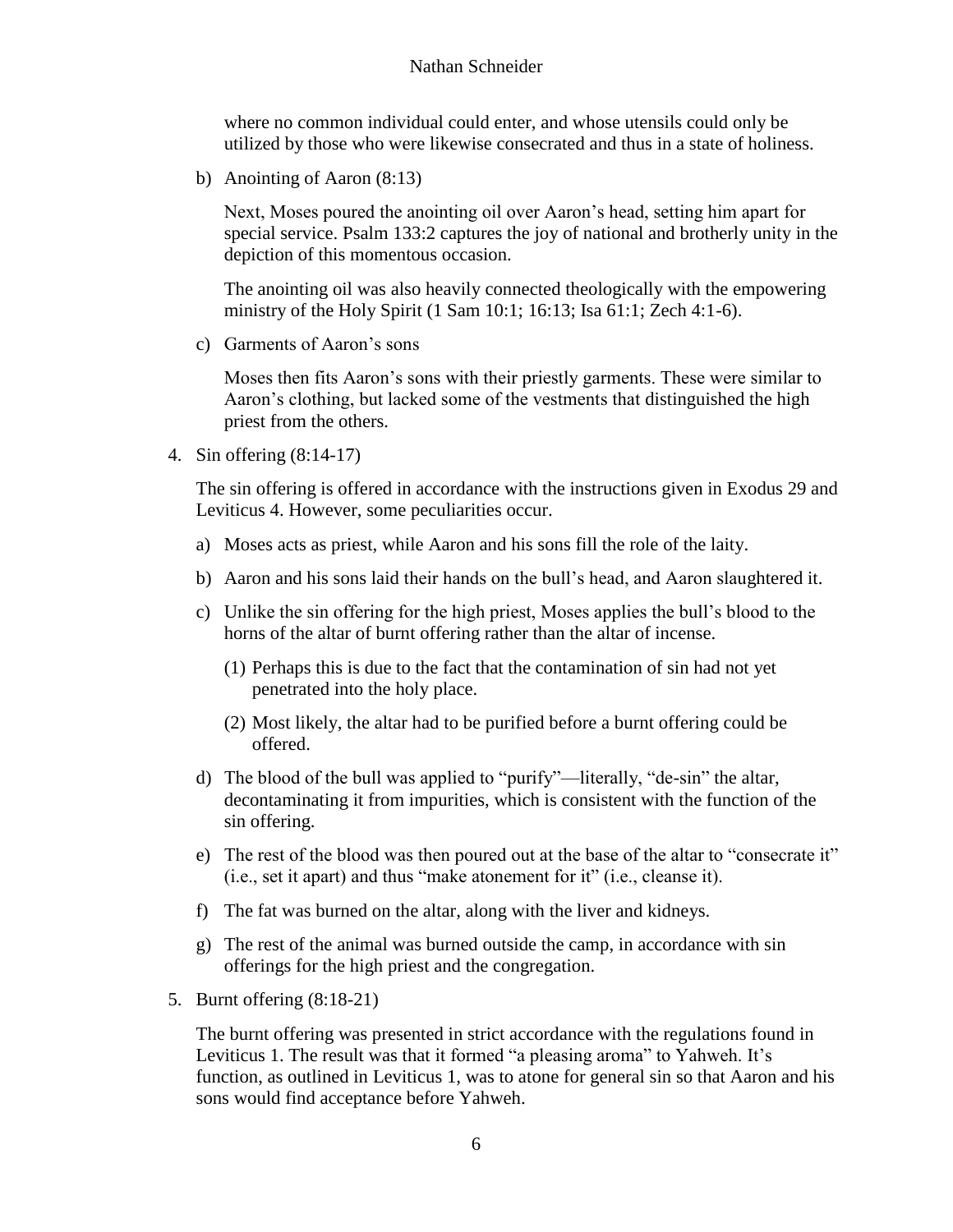where no common individual could enter, and whose utensils could only be utilized by those who were likewise consecrated and thus in a state of holiness.

b) Anointing of Aaron (8:13)

Next, Moses poured the anointing oil over Aaron's head, setting him apart for special service. Psalm 133:2 captures the joy of national and brotherly unity in the depiction of this momentous occasion.

The anointing oil was also heavily connected theologically with the empowering ministry of the Holy Spirit (1 Sam 10:1; 16:13; Isa 61:1; Zech 4:1-6).

c) Garments of Aaron's sons

Moses then fits Aaron's sons with their priestly garments. These were similar to Aaron's clothing, but lacked some of the vestments that distinguished the high priest from the others.

4. Sin offering (8:14-17)

The sin offering is offered in accordance with the instructions given in Exodus 29 and Leviticus 4. However, some peculiarities occur.

a) Moses acts as priest, while Aaron and his sons fill the role of the laity.

b) Aaron and his sons laid their hands on the bull's head, and Aaron slaughtered it.

c) Unlike the sin offering for the high priest, Moses applies the bull's blood to the horns of the altar of burnt offering rather than the altar of incense.

   (1) Perhaps this is due to the fact that the contamination of sin had not yet penetrated into the holy place.

   (2) Most likely, the altar had to be purified before a burnt offering could be offered.

d) The blood of the bull was applied to "purify"—literally, "de-sin" the altar, decontaminating it from impurities, which is consistent with the function of the sin offering.

e) The rest of the blood was then poured out at the base of the altar to "consecrate it" (i.e., set it apart) and thus "make atonement for it" (i.e., cleanse it).

f) The fat was burned on the altar, along with the liver and kidneys.

g) The rest of the animal was burned outside the camp, in accordance with sin offerings for the high priest and the congregation.

5. Burnt offering (8:18-21)

The burnt offering was presented in strict accordance with the regulations found in Leviticus 1. The result was that it formed "a pleasing aroma" to Yahweh. It's function, as outlined in Leviticus 1, was to atone for general sin so that Aaron and his sons would find acceptance before Yahweh.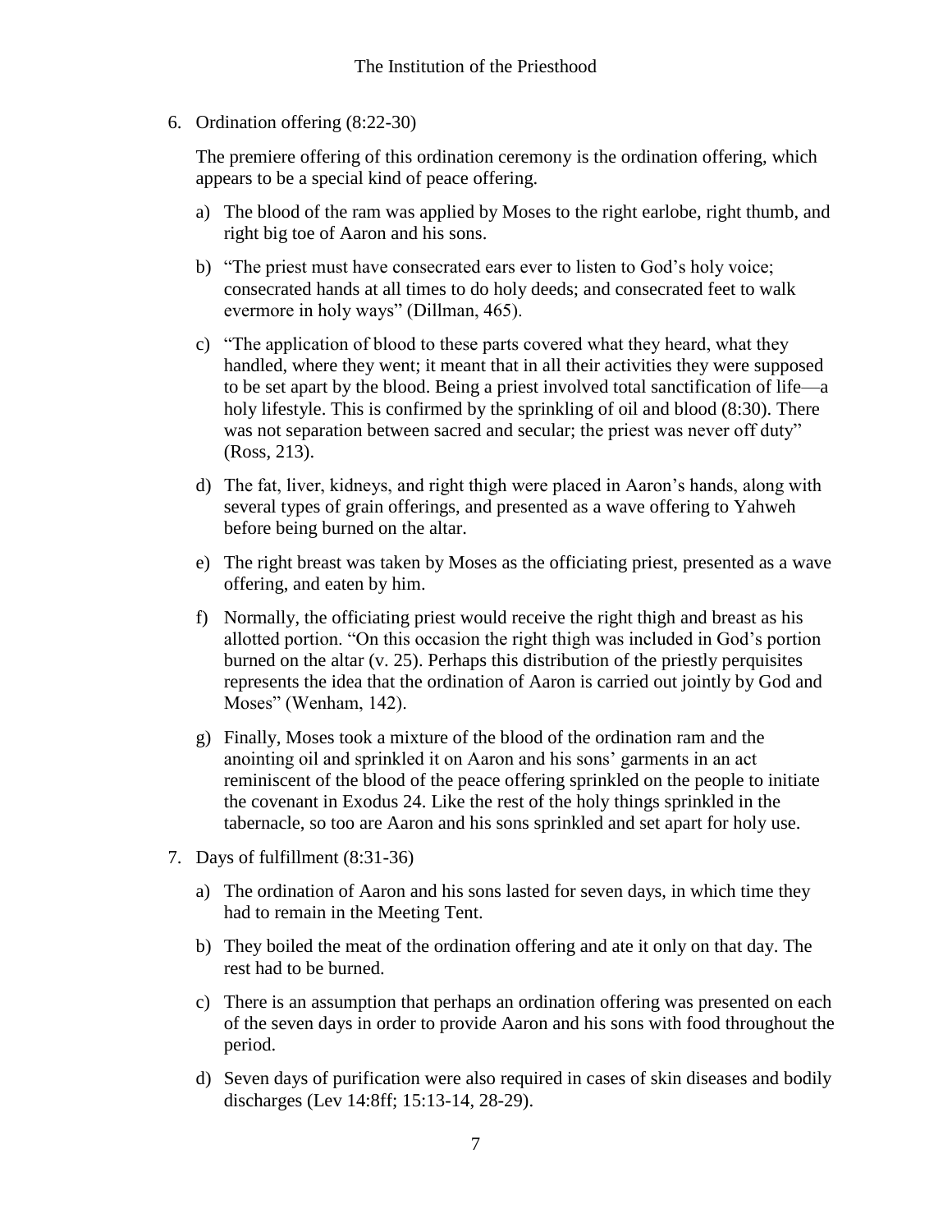6. Ordination offering (8:22-30)

   The premiere offering of this ordination ceremony is the ordination offering, which appears to be a special kind of peace offering.

   a) The blood of the ram was applied by Moses to the right earlobe, right thumb, and right big toe of Aaron and his sons.

   b) "The priest must have consecrated ears ever to listen to God's holy voice; consecrated hands at all times to do holy deeds; and consecrated feet to walk evermore in holy ways" (Dillman, 465).

   c) "The application of blood to these parts covered what they heard, what they handled, where they went; it meant that in all their activities they were supposed to be set apart by the blood. Being a priest involved total sanctification of life—a holy lifestyle. This is confirmed by the sprinkling of oil and blood (8:30). There was not separation between sacred and secular; the priest was never off duty" (Ross, 213).

   d) The fat, liver, kidneys, and right thigh were placed in Aaron's hands, along with several types of grain offerings, and presented as a wave offering to Yahweh before being burned on the altar.

   e) The right breast was taken by Moses as the officiating priest, presented as a wave offering, and eaten by him.

   f) Normally, the officiating priest would receive the right thigh and breast as his allotted portion. "On this occasion the right thigh was included in God's portion burned on the altar (v. 25). Perhaps this distribution of the priestly perquisites represents the idea that the ordination of Aaron is carried out jointly by God and Moses" (Wenham, 142).

   g) Finally, Moses took a mixture of the blood of the ordination ram and the anointing oil and sprinkled it on Aaron and his sons' garments in an act reminiscent of the blood of the peace offering sprinkled on the people to initiate the covenant in Exodus 24. Like the rest of the holy things sprinkled in the tabernacle, so too are Aaron and his sons sprinkled and set apart for holy use.

7. Days of fulfillment (8:31-36)

   a) The ordination of Aaron and his sons lasted for seven days, in which time they had to remain in the Meeting Tent.

   b) They boiled the meat of the ordination offering and ate it only on that day. The rest had to be burned.

   c) There is an assumption that perhaps an ordination offering was presented on each of the seven days in order to provide Aaron and his sons with food throughout the period.

   d) Seven days of purification were also required in cases of skin diseases and bodily discharges (Lev 14:8ff; 15:13-14, 28-29).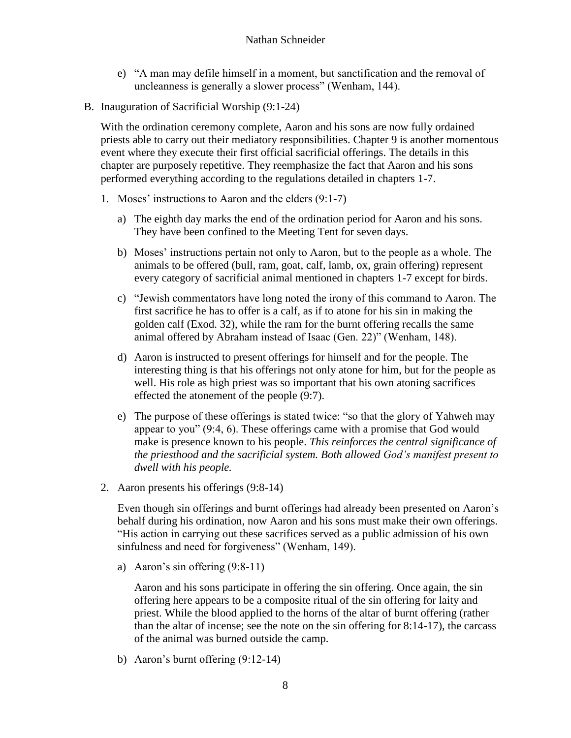e) "A man may defile himself in a moment, but sanctification and the removal of uncleanness is generally a slower process" (Wenham, 144).

B. Inauguration of Sacrificial Worship (9:1-24)

With the ordination ceremony complete, Aaron and his sons are now fully ordained priests able to carry out their mediatory responsibilities. Chapter 9 is another momentous event where they execute their first official sacrificial offerings. The details in this chapter are purposely repetitive. They reemphasize the fact that Aaron and his sons performed everything according to the regulations detailed in chapters 1-7.

1. Moses' instructions to Aaron and the elders (9:1-7)

   a) The eighth day marks the end of the ordination period for Aaron and his sons. They have been confined to the Meeting Tent for seven days.

   b) Moses' instructions pertain not only to Aaron, but to the people as a whole. The animals to be offered (bull, ram, goat, calf, lamb, ox, grain offering) represent every category of sacrificial animal mentioned in chapters 1-7 except for birds.

   c) "Jewish commentators have long noted the irony of this command to Aaron. The first sacrifice he has to offer is a calf, as if to atone for his sin in making the golden calf (Exod. 32), while the ram for the burnt offering recalls the same animal offered by Abraham instead of Isaac (Gen. 22)" (Wenham, 148).

   d) Aaron is instructed to present offerings for himself and for the people. The interesting thing is that his offerings not only atone for him, but for the people as well. His role as high priest was so important that his own atoning sacrifices effected the atonement of the people (9:7).

   e) The purpose of these offerings is stated twice: "so that the glory of Yahweh may appear to you" (9:4, 6). These offerings came with a promise that God would make is presence known to his people. *This reinforces the central significance of the priesthood and the sacrificial system. Both allowed God's manifest present to dwell with his people.*

2. Aaron presents his offerings (9:8-14)

   Even though sin offerings and burnt offerings had already been presented on Aaron's behalf during his ordination, now Aaron and his sons must make their own offerings. "His action in carrying out these sacrifices served as a public admission of his own sinfulness and need for forgiveness" (Wenham, 149).

   a) Aaron's sin offering (9:8-11)

      Aaron and his sons participate in offering the sin offering. Once again, the sin offering here appears to be a composite ritual of the sin offering for laity and priest. While the blood applied to the horns of the altar of burnt offering (rather than the altar of incense; see the note on the sin offering for 8:14-17), the carcass of the animal was burned outside the camp.

   b) Aaron's burnt offering (9:12-14)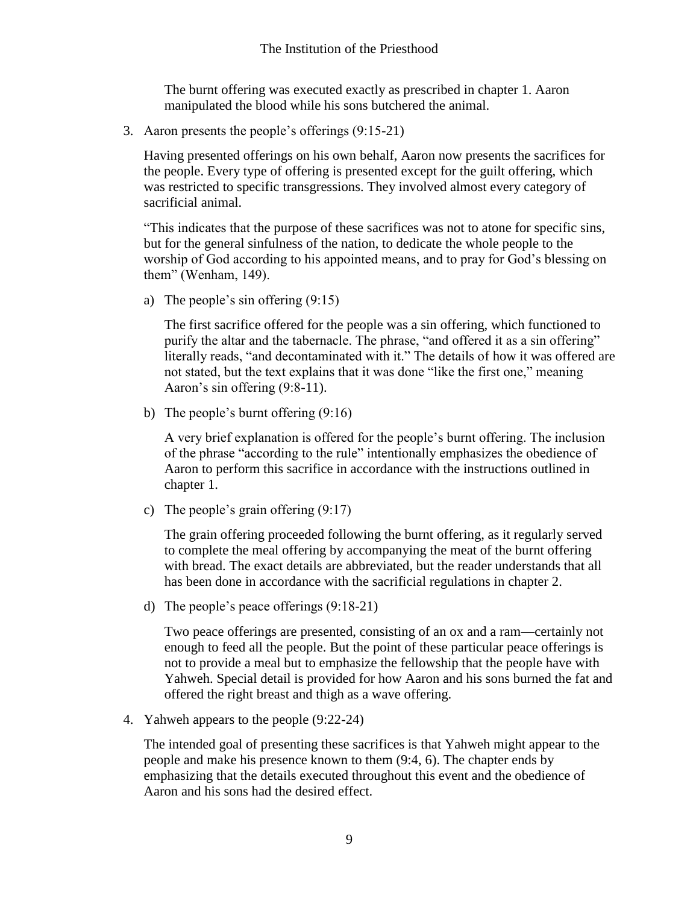The burnt offering was executed exactly as prescribed in chapter 1. Aaron manipulated the blood while his sons butchered the animal.

3. Aaron presents the people's offerings (9:15-21)

   Having presented offerings on his own behalf, Aaron now presents the sacrifices for the people. Every type of offering is presented except for the guilt offering, which was restricted to specific transgressions. They involved almost every category of sacrificial animal.

   "This indicates that the purpose of these sacrifices was not to atone for specific sins, but for the general sinfulness of the nation, to dedicate the whole people to the worship of God according to his appointed means, and to pray for God's blessing on them" (Wenham, 149).

   a) The people's sin offering (9:15)

      The first sacrifice offered for the people was a sin offering, which functioned to purify the altar and the tabernacle. The phrase, "and offered it as a sin offering" literally reads, "and decontaminated with it." The details of how it was offered are not stated, but the text explains that it was done "like the first one," meaning Aaron's sin offering (9:8-11).

   b) The people's burnt offering (9:16)

      A very brief explanation is offered for the people's burnt offering. The inclusion of the phrase "according to the rule" intentionally emphasizes the obedience of Aaron to perform this sacrifice in accordance with the instructions outlined in chapter 1.

   c) The people's grain offering (9:17)

      The grain offering proceeded following the burnt offering, as it regularly served to complete the meal offering by accompanying the meat of the burnt offering with bread. The exact details are abbreviated, but the reader understands that all has been done in accordance with the sacrificial regulations in chapter 2.

   d) The people's peace offerings (9:18-21)

      Two peace offerings are presented, consisting of an ox and a ram—certainly not enough to feed all the people. But the point of these particular peace offerings is not to provide a meal but to emphasize the fellowship that the people have with Yahweh. Special detail is provided for how Aaron and his sons burned the fat and offered the right breast and thigh as a wave offering.

4. Yahweh appears to the people (9:22-24)

   The intended goal of presenting these sacrifices is that Yahweh might appear to the people and make his presence known to them (9:4, 6). The chapter ends by emphasizing that the details executed throughout this event and the obedience of Aaron and his sons had the desired effect.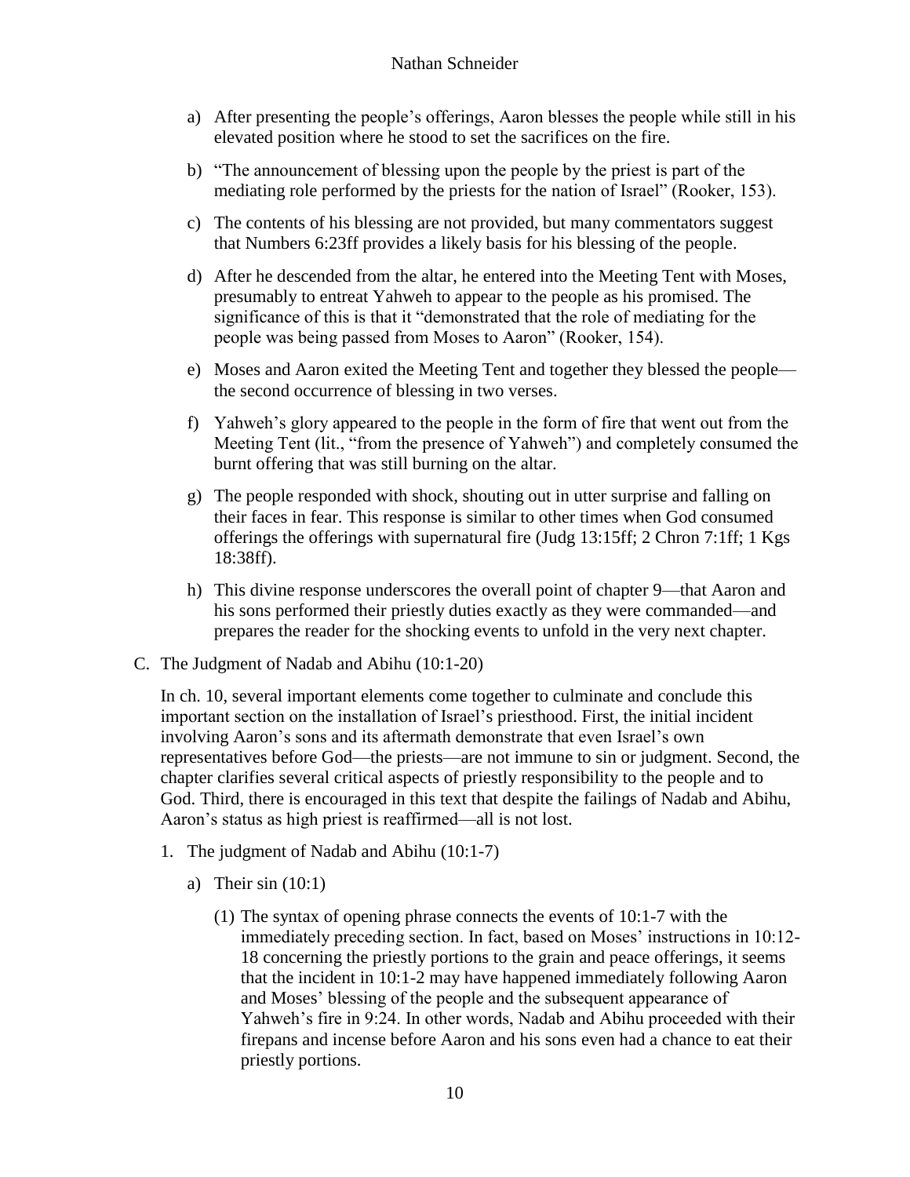a) After presenting the people's offerings, Aaron blesses the people while still in his elevated position where he stood to set the sacrifices on the fire.

b) "The announcement of blessing upon the people by the priest is part of the mediating role performed by the priests for the nation of Israel" (Rooker, 153).

c) The contents of his blessing are not provided, but many commentators suggest that Numbers 6:23ff provides a likely basis for his blessing of the people.

d) After he descended from the altar, he entered into the Meeting Tent with Moses, presumably to entreat Yahweh to appear to the people as his promised. The significance of this is that it "demonstrated that the role of mediating for the people was being passed from Moses to Aaron" (Rooker, 154).

e) Moses and Aaron exited the Meeting Tent and together they blessed the people—the second occurrence of blessing in two verses.

f) Yahweh's glory appeared to the people in the form of fire that went out from the Meeting Tent (lit., "from the presence of Yahweh") and completely consumed the burnt offering that was still burning on the altar.

g) The people responded with shock, shouting out in utter surprise and falling on their faces in fear. This response is similar to other times when God consumed offerings the offerings with supernatural fire (Judg 13:15ff; 2 Chron 7:1ff; 1 Kgs 18:38ff).

h) This divine response underscores the overall point of chapter 9—that Aaron and his sons performed their priestly duties exactly as they were commanded—and prepares the reader for the shocking events to unfold in the very next chapter.

C. The Judgment of Nadab and Abihu (10:1-20)

In ch. 10, several important elements come together to culminate and conclude this important section on the installation of Israel's priesthood. First, the initial incident involving Aaron's sons and its aftermath demonstrate that even Israel's own representatives before God—the priests—are not immune to sin or judgment. Second, the chapter clarifies several critical aspects of priestly responsibility to the people and to God. Third, there is encouraged in this text that despite the failings of Nadab and Abihu, Aaron's status as high priest is reaffirmed—all is not lost.

1. The judgment of Nadab and Abihu (10:1-7)

   a) Their sin (10:1)

      (1) The syntax of opening phrase connects the events of 10:1-7 with the immediately preceding section. In fact, based on Moses' instructions in 10:12-18 concerning the priestly portions to the grain and peace offerings, it seems that the incident in 10:1-2 may have happened immediately following Aaron and Moses' blessing of the people and the subsequent appearance of Yahweh's fire in 9:24. In other words, Nadab and Abihu proceeded with their firepans and incense before Aaron and his sons even had a chance to eat their priestly portions.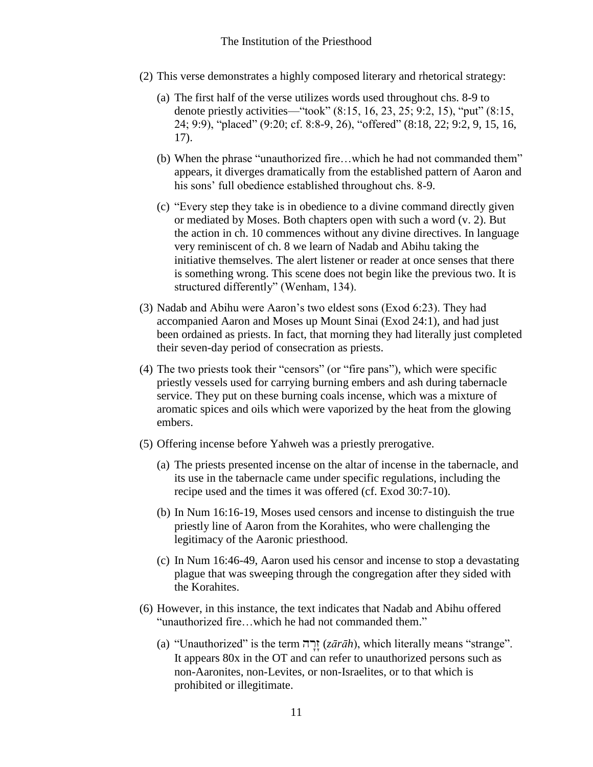(2) This verse demonstrates a highly composed literary and rhetorical strategy:

   (a) The first half of the verse utilizes words used throughout chs. 8-9 to denote priestly activities—"took" (8:15, 16, 23, 25; 9:2, 15), "put" (8:15, 24; 9:9), "placed" (9:20; cf. 8:8-9, 26), "offered" (8:18, 22; 9:2, 9, 15, 16, 17).

   (b) When the phrase "unauthorized fire…which he had not commanded them" appears, it diverges dramatically from the established pattern of Aaron and his sons' full obedience established throughout chs. 8-9.

   (c) "Every step they take is in obedience to a divine command directly given or mediated by Moses. Both chapters open with such a word (v. 2). But the action in ch. 10 commences without any divine directives. In language very reminiscent of ch. 8 we learn of Nadab and Abihu taking the initiative themselves. The alert listener or reader at once senses that there is something wrong. This scene does not begin like the previous two. It is structured differently" (Wenham, 134).

(3) Nadab and Abihu were Aaron's two eldest sons (Exod 6:23). They had accompanied Aaron and Moses up Mount Sinai (Exod 24:1), and had just been ordained as priests. In fact, that morning they had literally just completed their seven-day period of consecration as priests.

(4) The two priests took their "censors" (or "fire pans"), which were specific priestly vessels used for carrying burning embers and ash during tabernacle service. They put on these burning coals incense, which was a mixture of aromatic spices and oils which were vaporized by the heat from the glowing embers.

(5) Offering incense before Yahweh was a priestly prerogative.

   (a) The priests presented incense on the altar of incense in the tabernacle, and its use in the tabernacle came under specific regulations, including the recipe used and the times it was offered (cf. Exod 30:7-10).

   (b) In Num 16:16-19, Moses used censors and incense to distinguish the true priestly line of Aaron from the Korahites, who were challenging the legitimacy of the Aaronic priesthood.

   (c) In Num 16:46-49, Aaron used his censor and incense to stop a devastating plague that was sweeping through the congregation after they sided with the Korahites.

(6) However, in this instance, the text indicates that Nadab and Abihu offered "unauthorized fire…which he had not commanded them."

   (a) "Unauthorized" is the term זָרָה (*zārāh*), which literally means "strange". It appears 80x in the OT and can refer to unauthorized persons such as non-Aaronites, non-Levites, or non-Israelites, or to that which is prohibited or illegitimate.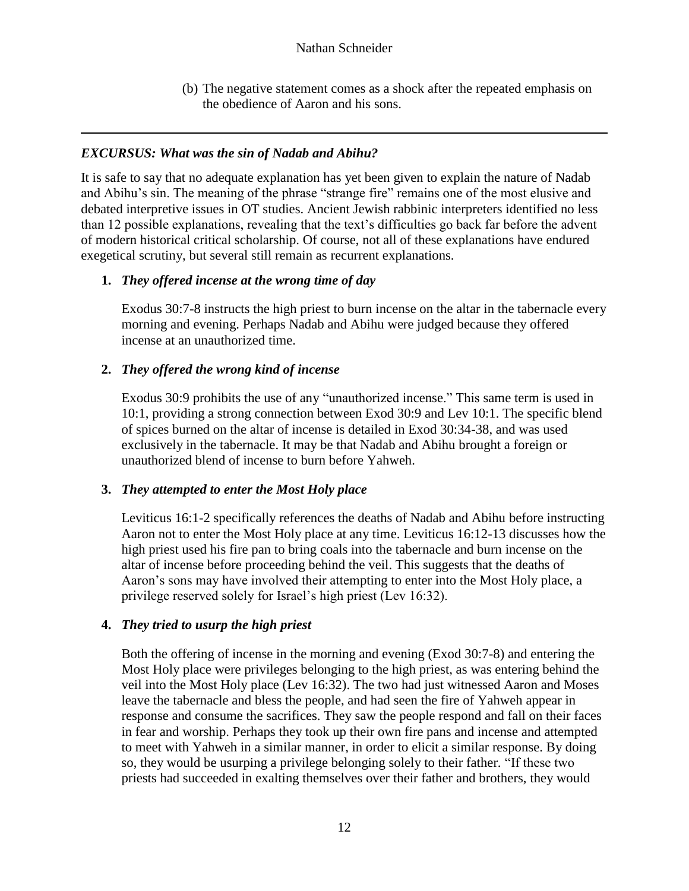(b) The negative statement comes as a shock after the repeated emphasis on the obedience of Aaron and his sons.

---

## *EXCURSUS: What was the sin of Nadab and Abihu?*

It is safe to say that no adequate explanation has yet been given to explain the nature of Nadab and Abihu's sin. The meaning of the phrase "strange fire" remains one of the most elusive and debated interpretive issues in OT studies. Ancient Jewish rabbinic interpreters identified no less than 12 possible explanations, revealing that the text's difficulties go back far before the advent of modern historical critical scholarship. Of course, not all of these explanations have endured exegetical scrutiny, but several still remain as recurrent explanations.

1. ***They offered incense at the wrong time of day***

   Exodus 30:7-8 instructs the high priest to burn incense on the altar in the tabernacle every morning and evening. Perhaps Nadab and Abihu were judged because they offered incense at an unauthorized time.

2. ***They offered the wrong kind of incense***

   Exodus 30:9 prohibits the use of any "unauthorized incense." This same term is used in 10:1, providing a strong connection between Exod 30:9 and Lev 10:1. The specific blend of spices burned on the altar of incense is detailed in Exod 30:34-38, and was used exclusively in the tabernacle. It may be that Nadab and Abihu brought a foreign or unauthorized blend of incense to burn before Yahweh.

3. ***They attempted to enter the Most Holy place***

   Leviticus 16:1-2 specifically references the deaths of Nadab and Abihu before instructing Aaron not to enter the Most Holy place at any time. Leviticus 16:12-13 discusses how the high priest used his fire pan to bring coals into the tabernacle and burn incense on the altar of incense before proceeding behind the veil. This suggests that the deaths of Aaron's sons may have involved their attempting to enter into the Most Holy place, a privilege reserved solely for Israel's high priest (Lev 16:32).

4. ***They tried to usurp the high priest***

   Both the offering of incense in the morning and evening (Exod 30:7-8) and entering the Most Holy place were privileges belonging to the high priest, as was entering behind the veil into the Most Holy place (Lev 16:32). The two had just witnessed Aaron and Moses leave the tabernacle and bless the people, and had seen the fire of Yahweh appear in response and consume the sacrifices. They saw the people respond and fall on their faces in fear and worship. Perhaps they took up their own fire pans and incense and attempted to meet with Yahweh in a similar manner, in order to elicit a similar response. By doing so, they would be usurping a privilege belonging solely to their father. "If these two priests had succeeded in exalting themselves over their father and brothers, they would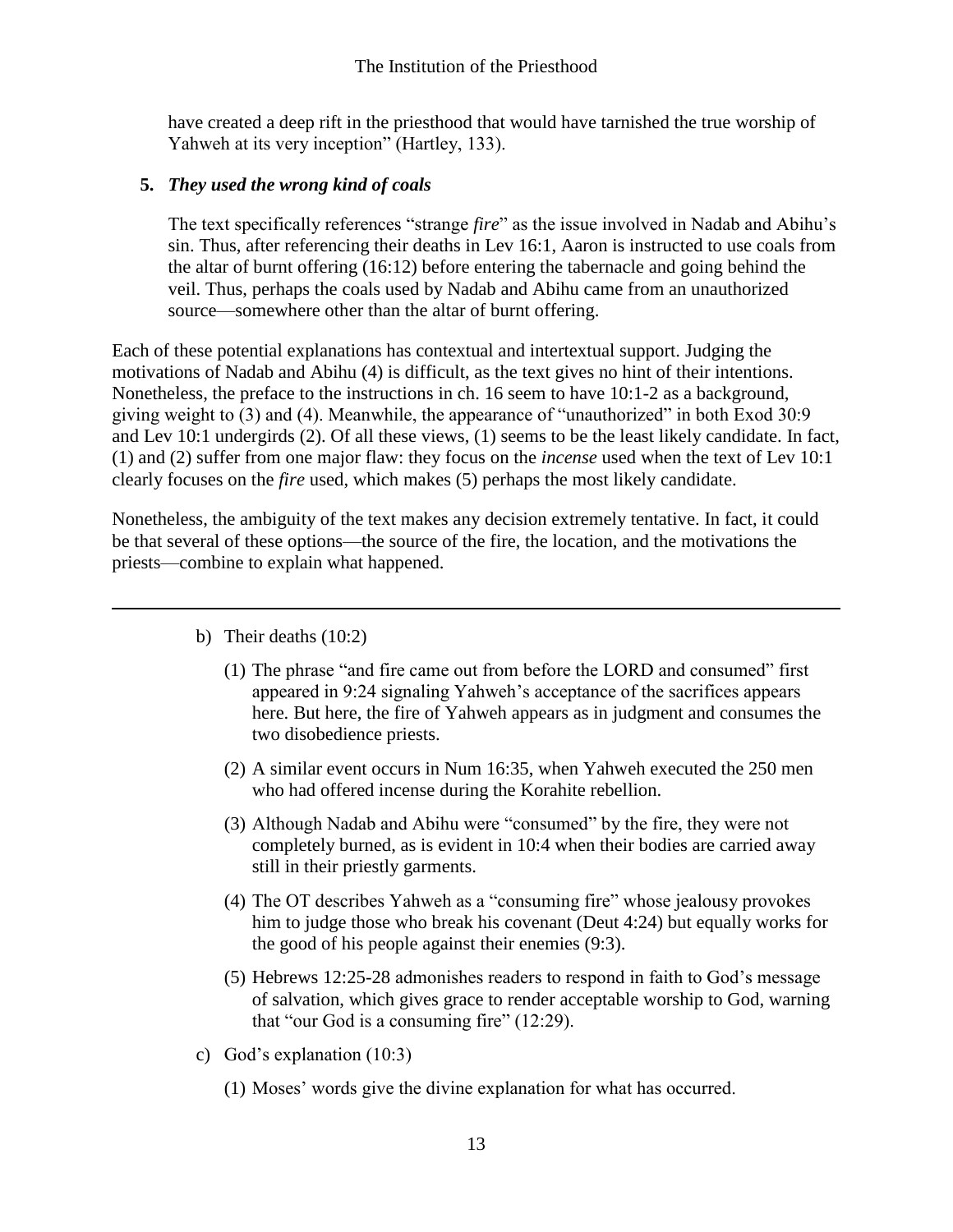have created a deep rift in the priesthood that would have tarnished the true worship of Yahweh at its very inception" (Hartley, 133).

**5. *They used the wrong kind of coals***

The text specifically references "strange *fire*" as the issue involved in Nadab and Abihu's sin. Thus, after referencing their deaths in Lev 16:1, Aaron is instructed to use coals from the altar of burnt offering (16:12) before entering the tabernacle and going behind the veil. Thus, perhaps the coals used by Nadab and Abihu came from an unauthorized source—somewhere other than the altar of burnt offering.

Each of these potential explanations has contextual and intertextual support. Judging the motivations of Nadab and Abihu (4) is difficult, as the text gives no hint of their intentions. Nonetheless, the preface to the instructions in ch. 16 seem to have 10:1-2 as a background, giving weight to (3) and (4). Meanwhile, the appearance of "unauthorized" in both Exod 30:9 and Lev 10:1 undergirds (2). Of all these views, (1) seems to be the least likely candidate. In fact, (1) and (2) suffer from one major flaw: they focus on the *incense* used when the text of Lev 10:1 clearly focuses on the *fire* used, which makes (5) perhaps the most likely candidate.

Nonetheless, the ambiguity of the text makes any decision extremely tentative. In fact, it could be that several of these options—the source of the fire, the location, and the motivations the priests—combine to explain what happened.

---

b) Their deaths (10:2)

(1) The phrase "and fire came out from before the LORD and consumed" first appeared in 9:24 signaling Yahweh's acceptance of the sacrifices appears here. But here, the fire of Yahweh appears as in judgment and consumes the two disobedience priests.

(2) A similar event occurs in Num 16:35, when Yahweh executed the 250 men who had offered incense during the Korahite rebellion.

(3) Although Nadab and Abihu were "consumed" by the fire, they were not completely burned, as is evident in 10:4 when their bodies are carried away still in their priestly garments.

(4) The OT describes Yahweh as a "consuming fire" whose jealousy provokes him to judge those who break his covenant (Deut 4:24) but equally works for the good of his people against their enemies (9:3).

(5) Hebrews 12:25-28 admonishes readers to respond in faith to God's message of salvation, which gives grace to render acceptable worship to God, warning that "our God is a consuming fire" (12:29).

c) God's explanation (10:3)

(1) Moses' words give the divine explanation for what has occurred.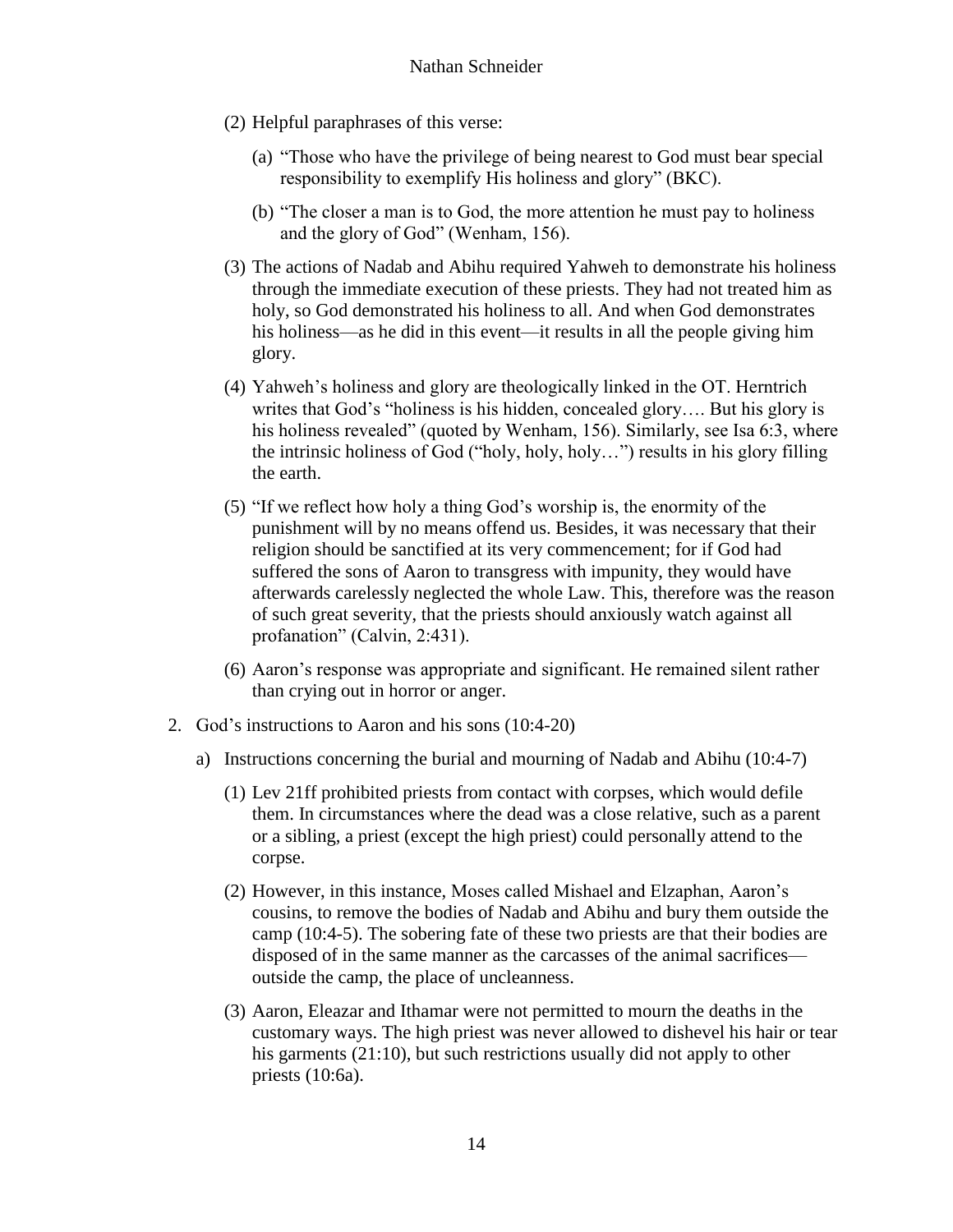(2) Helpful paraphrases of this verse:

(a) "Those who have the privilege of being nearest to God must bear special responsibility to exemplify His holiness and glory" (BKC).

(b) "The closer a man is to God, the more attention he must pay to holiness and the glory of God" (Wenham, 156).

(3) The actions of Nadab and Abihu required Yahweh to demonstrate his holiness through the immediate execution of these priests. They had not treated him as holy, so God demonstrated his holiness to all. And when God demonstrates his holiness—as he did in this event—it results in all the people giving him glory.

(4) Yahweh's holiness and glory are theologically linked in the OT. Herntrich writes that God's "holiness is his hidden, concealed glory…. But his glory is his holiness revealed" (quoted by Wenham, 156). Similarly, see Isa 6:3, where the intrinsic holiness of God ("holy, holy, holy…") results in his glory filling the earth.

(5) "If we reflect how holy a thing God's worship is, the enormity of the punishment will by no means offend us. Besides, it was necessary that their religion should be sanctified at its very commencement; for if God had suffered the sons of Aaron to transgress with impunity, they would have afterwards carelessly neglected the whole Law. This, therefore was the reason of such great severity, that the priests should anxiously watch against all profanation" (Calvin, 2:431).

(6) Aaron's response was appropriate and significant. He remained silent rather than crying out in horror or anger.

2. God's instructions to Aaron and his sons (10:4-20)

a) Instructions concerning the burial and mourning of Nadab and Abihu (10:4-7)

(1) Lev 21ff prohibited priests from contact with corpses, which would defile them. In circumstances where the dead was a close relative, such as a parent or a sibling, a priest (except the high priest) could personally attend to the corpse.

(2) However, in this instance, Moses called Mishael and Elzaphan, Aaron's cousins, to remove the bodies of Nadab and Abihu and bury them outside the camp (10:4-5). The sobering fate of these two priests are that their bodies are disposed of in the same manner as the carcasses of the animal sacrifices—outside the camp, the place of uncleanness.

(3) Aaron, Eleazar and Ithamar were not permitted to mourn the deaths in the customary ways. The high priest was never allowed to dishevel his hair or tear his garments (21:10), but such restrictions usually did not apply to other priests (10:6a).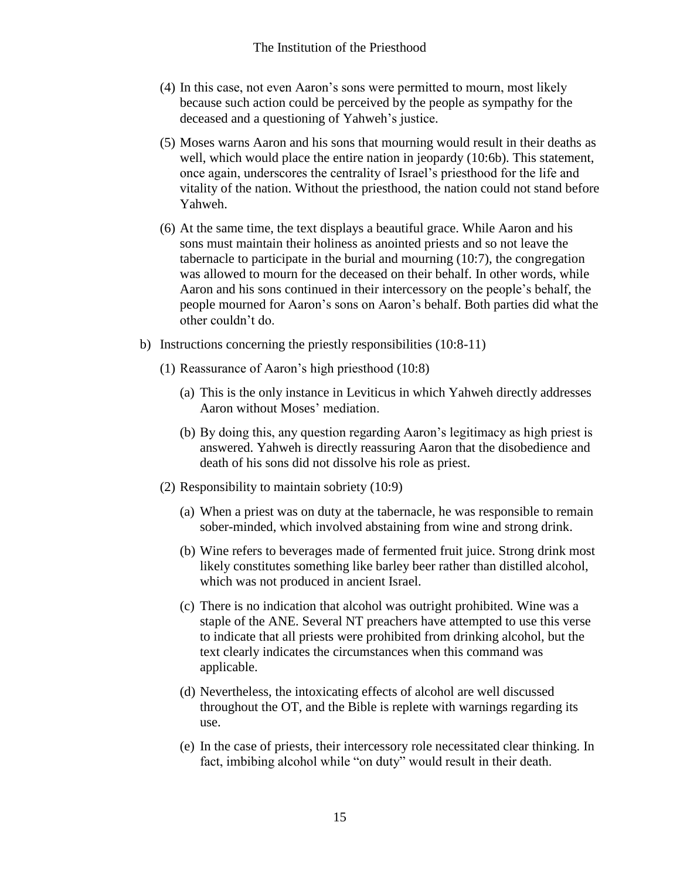(4) In this case, not even Aaron's sons were permitted to mourn, most likely because such action could be perceived by the people as sympathy for the deceased and a questioning of Yahweh's justice.

(5) Moses warns Aaron and his sons that mourning would result in their deaths as well, which would place the entire nation in jeopardy (10:6b). This statement, once again, underscores the centrality of Israel's priesthood for the life and vitality of the nation. Without the priesthood, the nation could not stand before Yahweh.

(6) At the same time, the text displays a beautiful grace. While Aaron and his sons must maintain their holiness as anointed priests and so not leave the tabernacle to participate in the burial and mourning (10:7), the congregation was allowed to mourn for the deceased on their behalf. In other words, while Aaron and his sons continued in their intercessory on the people's behalf, the people mourned for Aaron's sons on Aaron's behalf. Both parties did what the other couldn't do.

b) Instructions concerning the priestly responsibilities (10:8-11)

(1) Reassurance of Aaron's high priesthood (10:8)

(a) This is the only instance in Leviticus in which Yahweh directly addresses Aaron without Moses' mediation.

(b) By doing this, any question regarding Aaron's legitimacy as high priest is answered. Yahweh is directly reassuring Aaron that the disobedience and death of his sons did not dissolve his role as priest.

(2) Responsibility to maintain sobriety (10:9)

(a) When a priest was on duty at the tabernacle, he was responsible to remain sober-minded, which involved abstaining from wine and strong drink.

(b) Wine refers to beverages made of fermented fruit juice. Strong drink most likely constitutes something like barley beer rather than distilled alcohol, which was not produced in ancient Israel.

(c) There is no indication that alcohol was outright prohibited. Wine was a staple of the ANE. Several NT preachers have attempted to use this verse to indicate that all priests were prohibited from drinking alcohol, but the text clearly indicates the circumstances when this command was applicable.

(d) Nevertheless, the intoxicating effects of alcohol are well discussed throughout the OT, and the Bible is replete with warnings regarding its use.

(e) In the case of priests, their intercessory role necessitated clear thinking. In fact, imbibing alcohol while "on duty" would result in their death.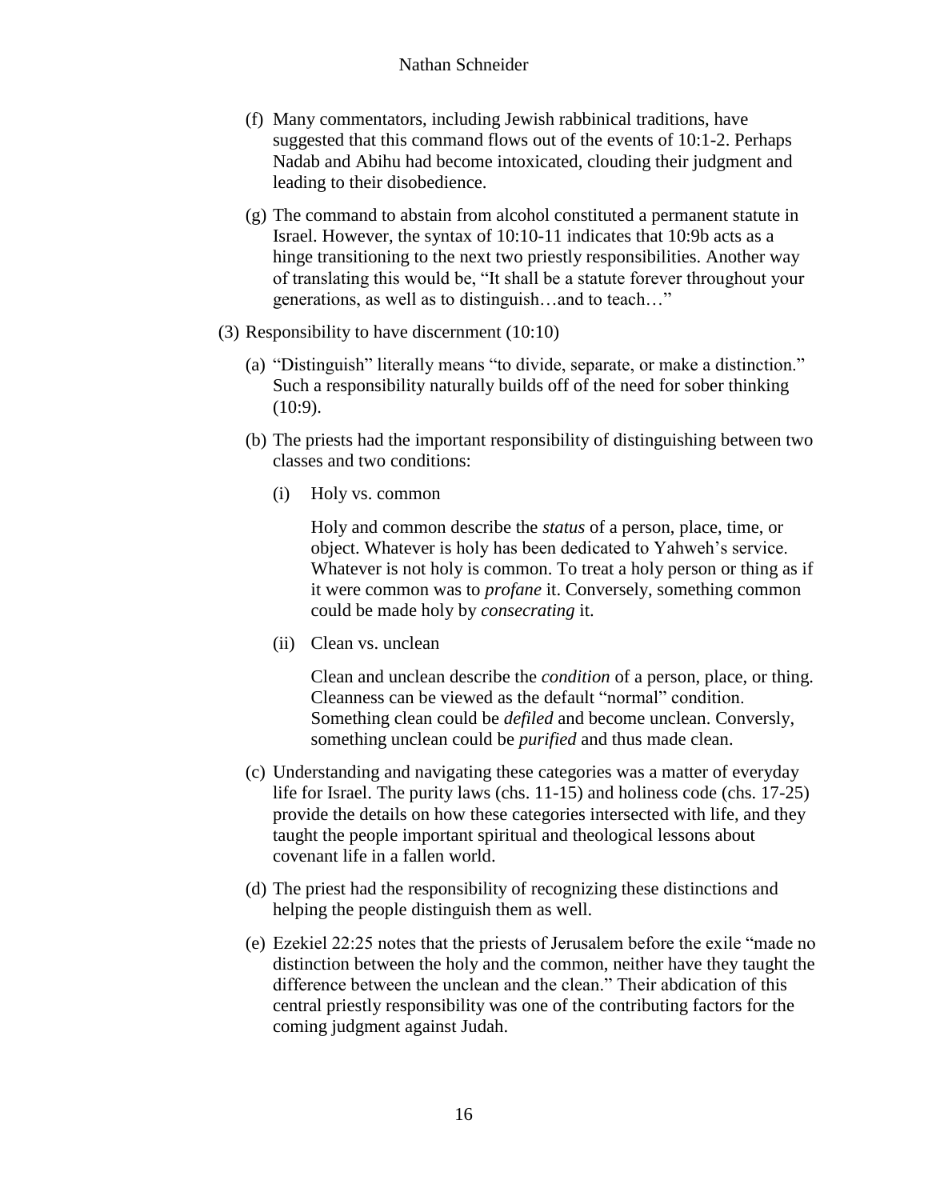- (f) Many commentators, including Jewish rabbinical traditions, have suggested that this command flows out of the events of 10:1-2. Perhaps Nadab and Abihu had become intoxicated, clouding their judgment and leading to their disobedience.

- (g) The command to abstain from alcohol constituted a permanent statute in Israel. However, the syntax of 10:10-11 indicates that 10:9b acts as a hinge transitioning to the next two priestly responsibilities. Another way of translating this would be, "It shall be a statute forever throughout your generations, as well as to distinguish…and to teach…"

(3) Responsibility to have discernment (10:10)

- (a) "Distinguish" literally means "to divide, separate, or make a distinction." Such a responsibility naturally builds off of the need for sober thinking (10:9).

- (b) The priests had the important responsibility of distinguishing between two classes and two conditions:

  - (i) Holy vs. common

    Holy and common describe the *status* of a person, place, time, or object. Whatever is holy has been dedicated to Yahweh's service. Whatever is not holy is common. To treat a holy person or thing as if it were common was to *profane* it. Conversely, something common could be made holy by *consecrating* it.

  - (ii) Clean vs. unclean

    Clean and unclean describe the *condition* of a person, place, or thing. Cleanness can be viewed as the default "normal" condition. Something clean could be *defiled* and become unclean. Conversly, something unclean could be *purified* and thus made clean.

- (c) Understanding and navigating these categories was a matter of everyday life for Israel. The purity laws (chs. 11-15) and holiness code (chs. 17-25) provide the details on how these categories intersected with life, and they taught the people important spiritual and theological lessons about covenant life in a fallen world.

- (d) The priest had the responsibility of recognizing these distinctions and helping the people distinguish them as well.

- (e) Ezekiel 22:25 notes that the priests of Jerusalem before the exile "made no distinction between the holy and the common, neither have they taught the difference between the unclean and the clean." Their abdication of this central priestly responsibility was one of the contributing factors for the coming judgment against Judah.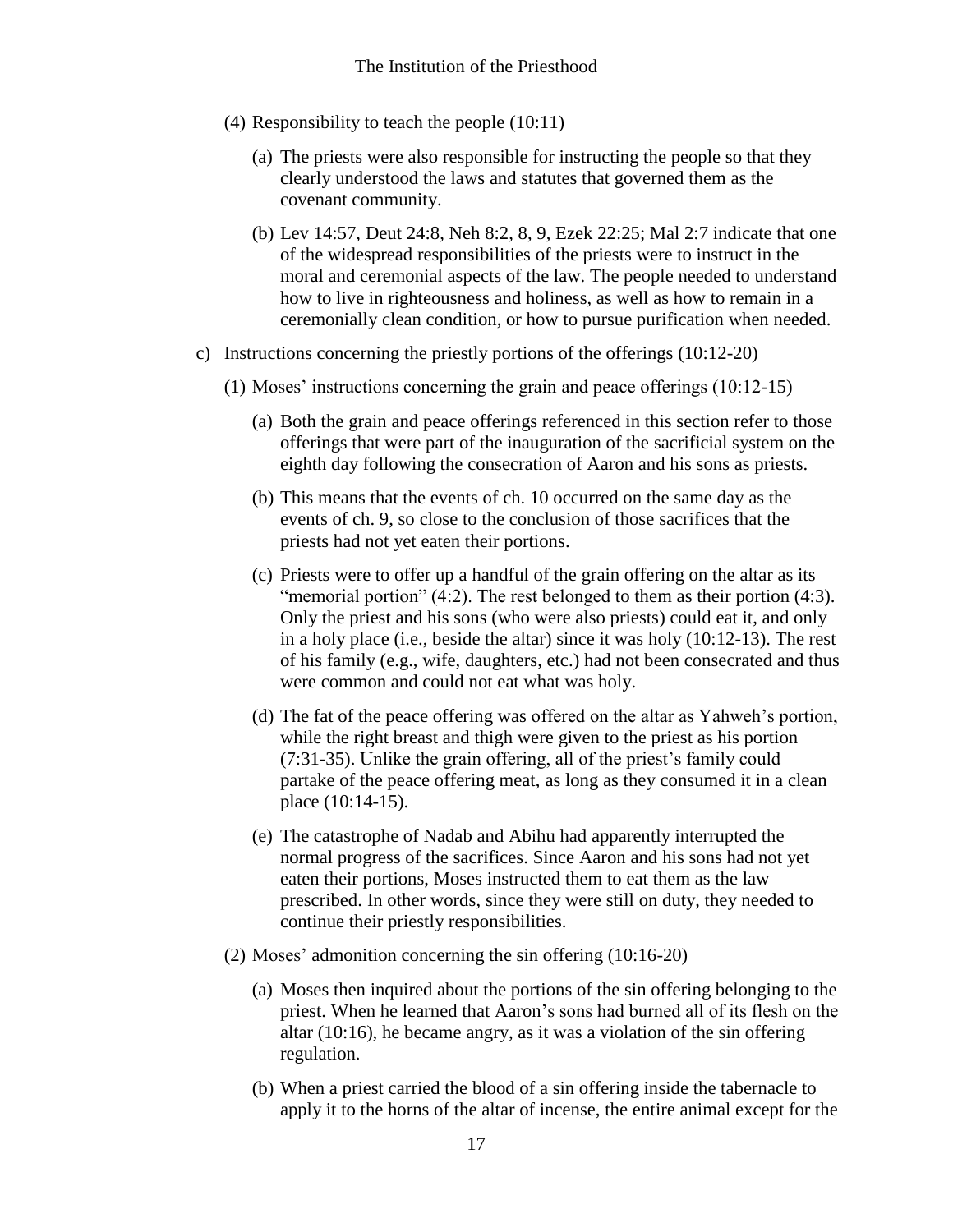(4) Responsibility to teach the people (10:11)

(a) The priests were also responsible for instructing the people so that they clearly understood the laws and statutes that governed them as the covenant community.

(b) Lev 14:57, Deut 24:8, Neh 8:2, 8, 9, Ezek 22:25; Mal 2:7 indicate that one of the widespread responsibilities of the priests were to instruct in the moral and ceremonial aspects of the law. The people needed to understand how to live in righteousness and holiness, as well as how to remain in a ceremonially clean condition, or how to pursue purification when needed.

c) Instructions concerning the priestly portions of the offerings (10:12-20)

(1) Moses' instructions concerning the grain and peace offerings (10:12-15)

(a) Both the grain and peace offerings referenced in this section refer to those offerings that were part of the inauguration of the sacrificial system on the eighth day following the consecration of Aaron and his sons as priests.

(b) This means that the events of ch. 10 occurred on the same day as the events of ch. 9, so close to the conclusion of those sacrifices that the priests had not yet eaten their portions.

(c) Priests were to offer up a handful of the grain offering on the altar as its "memorial portion" (4:2). The rest belonged to them as their portion (4:3). Only the priest and his sons (who were also priests) could eat it, and only in a holy place (i.e., beside the altar) since it was holy (10:12-13). The rest of his family (e.g., wife, daughters, etc.) had not been consecrated and thus were common and could not eat what was holy.

(d) The fat of the peace offering was offered on the altar as Yahweh's portion, while the right breast and thigh were given to the priest as his portion (7:31-35). Unlike the grain offering, all of the priest's family could partake of the peace offering meat, as long as they consumed it in a clean place (10:14-15).

(e) The catastrophe of Nadab and Abihu had apparently interrupted the normal progress of the sacrifices. Since Aaron and his sons had not yet eaten their portions, Moses instructed them to eat them as the law prescribed. In other words, since they were still on duty, they needed to continue their priestly responsibilities.

(2) Moses' admonition concerning the sin offering (10:16-20)

(a) Moses then inquired about the portions of the sin offering belonging to the priest. When he learned that Aaron's sons had burned all of its flesh on the altar (10:16), he became angry, as it was a violation of the sin offering regulation.

(b) When a priest carried the blood of a sin offering inside the tabernacle to apply it to the horns of the altar of incense, the entire animal except for the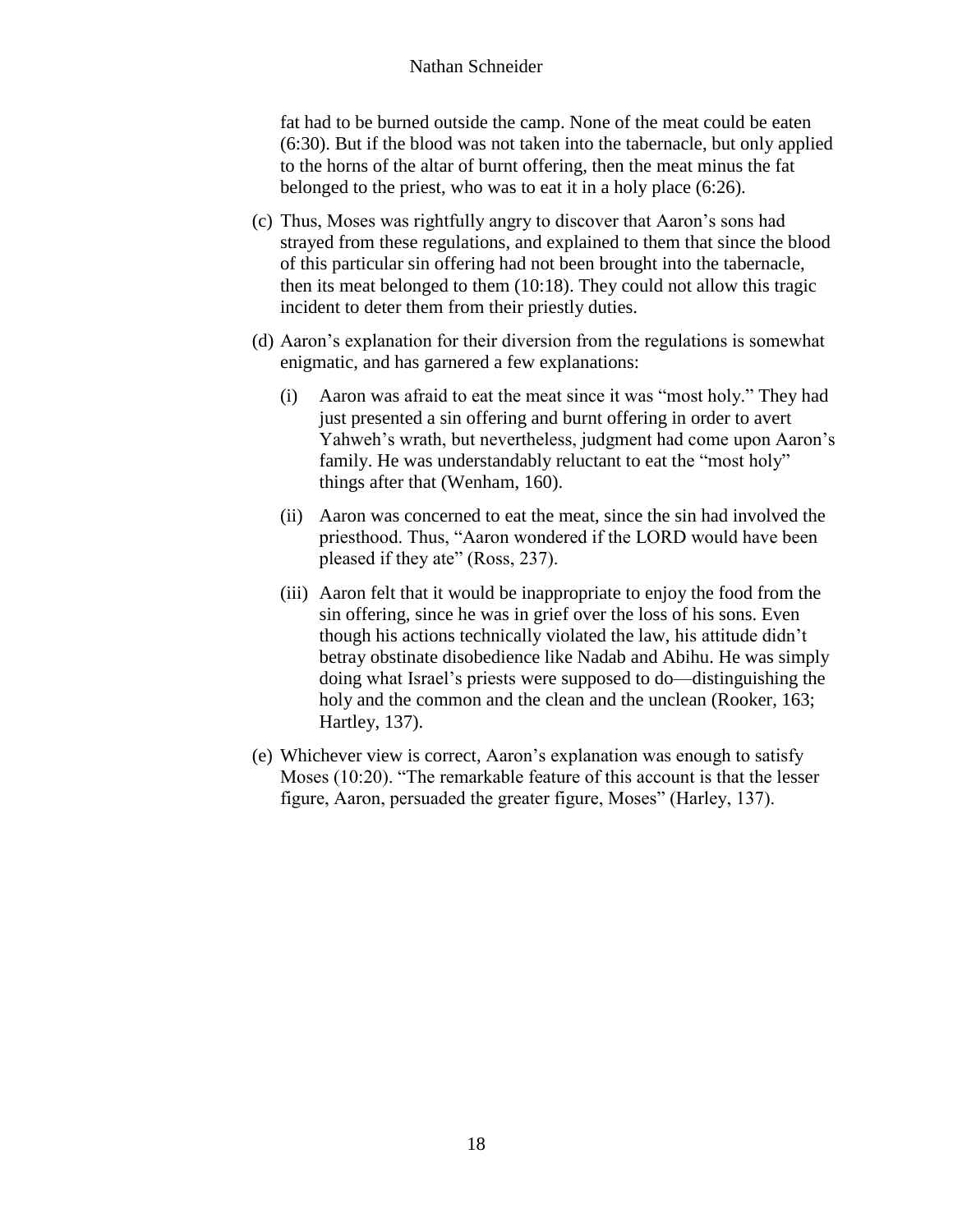fat had to be burned outside the camp. None of the meat could be eaten (6:30). But if the blood was not taken into the tabernacle, but only applied to the horns of the altar of burnt offering, then the meat minus the fat belonged to the priest, who was to eat it in a holy place (6:26).

(c) Thus, Moses was rightfully angry to discover that Aaron's sons had strayed from these regulations, and explained to them that since the blood of this particular sin offering had not been brought into the tabernacle, then its meat belonged to them (10:18). They could not allow this tragic incident to deter them from their priestly duties.

(d) Aaron's explanation for their diversion from the regulations is somewhat enigmatic, and has garnered a few explanations:

   (i) Aaron was afraid to eat the meat since it was "most holy." They had just presented a sin offering and burnt offering in order to avert Yahweh's wrath, but nevertheless, judgment had come upon Aaron's family. He was understandably reluctant to eat the "most holy" things after that (Wenham, 160).

   (ii) Aaron was concerned to eat the meat, since the sin had involved the priesthood. Thus, "Aaron wondered if the LORD would have been pleased if they ate" (Ross, 237).

   (iii) Aaron felt that it would be inappropriate to enjoy the food from the sin offering, since he was in grief over the loss of his sons. Even though his actions technically violated the law, his attitude didn't betray obstinate disobedience like Nadab and Abihu. He was simply doing what Israel's priests were supposed to do—distinguishing the holy and the common and the clean and the unclean (Rooker, 163; Hartley, 137).

(e) Whichever view is correct, Aaron's explanation was enough to satisfy Moses (10:20). "The remarkable feature of this account is that the lesser figure, Aaron, persuaded the greater figure, Moses" (Harley, 137).